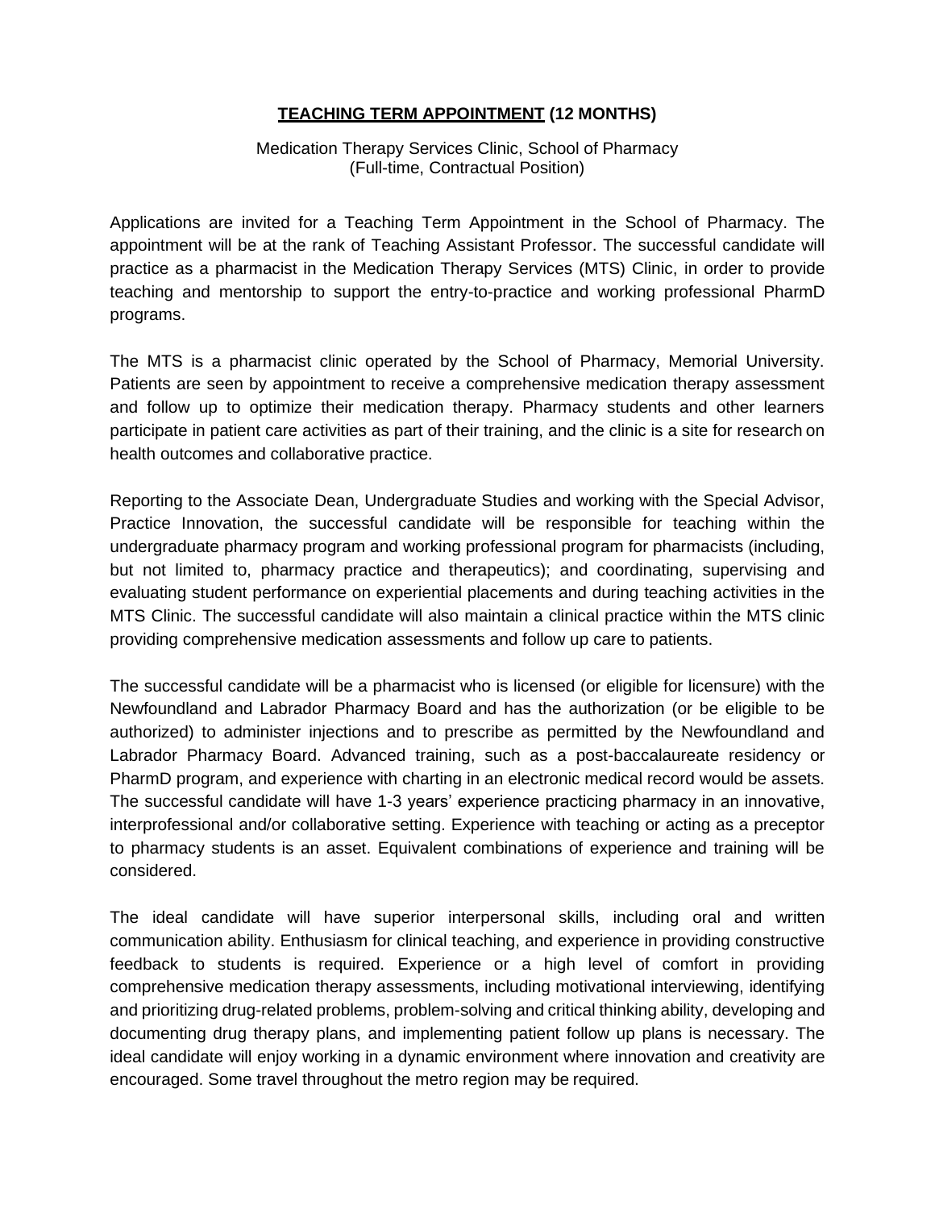# **<u>TEACHING TERM APPOINTMENT</u> (12 MONTHS)**

Medication Therapy Services Clinic, School of Pharmacy
(Full-time, Contractual Position)

Applications are invited for a Teaching Term Appointment in the School of Pharmacy. The appointment will be at the rank of Teaching Assistant Professor. The successful candidate will practice as a pharmacist in the Medication Therapy Services (MTS) Clinic, in order to provide teaching and mentorship to support the entry-to-practice and working professional PharmD programs.

The MTS is a pharmacist clinic operated by the School of Pharmacy, Memorial University. Patients are seen by appointment to receive a comprehensive medication therapy assessment and follow up to optimize their medication therapy. Pharmacy students and other learners participate in patient care activities as part of their training, and the clinic is a site for research on health outcomes and collaborative practice.

Reporting to the Associate Dean, Undergraduate Studies and working with the Special Advisor, Practice Innovation, the successful candidate will be responsible for teaching within the undergraduate pharmacy program and working professional program for pharmacists (including, but not limited to, pharmacy practice and therapeutics); and coordinating, supervising and evaluating student performance on experiential placements and during teaching activities in the MTS Clinic. The successful candidate will also maintain a clinical practice within the MTS clinic providing comprehensive medication assessments and follow up care to patients.

The successful candidate will be a pharmacist who is licensed (or eligible for licensure) with the Newfoundland and Labrador Pharmacy Board and has the authorization (or be eligible to be authorized) to administer injections and to prescribe as permitted by the Newfoundland and Labrador Pharmacy Board. Advanced training, such as a post-baccalaureate residency or PharmD program, and experience with charting in an electronic medical record would be assets. The successful candidate will have 1-3 years' experience practicing pharmacy in an innovative, interprofessional and/or collaborative setting. Experience with teaching or acting as a preceptor to pharmacy students is an asset. Equivalent combinations of experience and training will be considered.

The ideal candidate will have superior interpersonal skills, including oral and written communication ability. Enthusiasm for clinical teaching, and experience in providing constructive feedback to students is required. Experience or a high level of comfort in providing comprehensive medication therapy assessments, including motivational interviewing, identifying and prioritizing drug-related problems, problem-solving and critical thinking ability, developing and documenting drug therapy plans, and implementing patient follow up plans is necessary. The ideal candidate will enjoy working in a dynamic environment where innovation and creativity are encouraged. Some travel throughout the metro region may be required.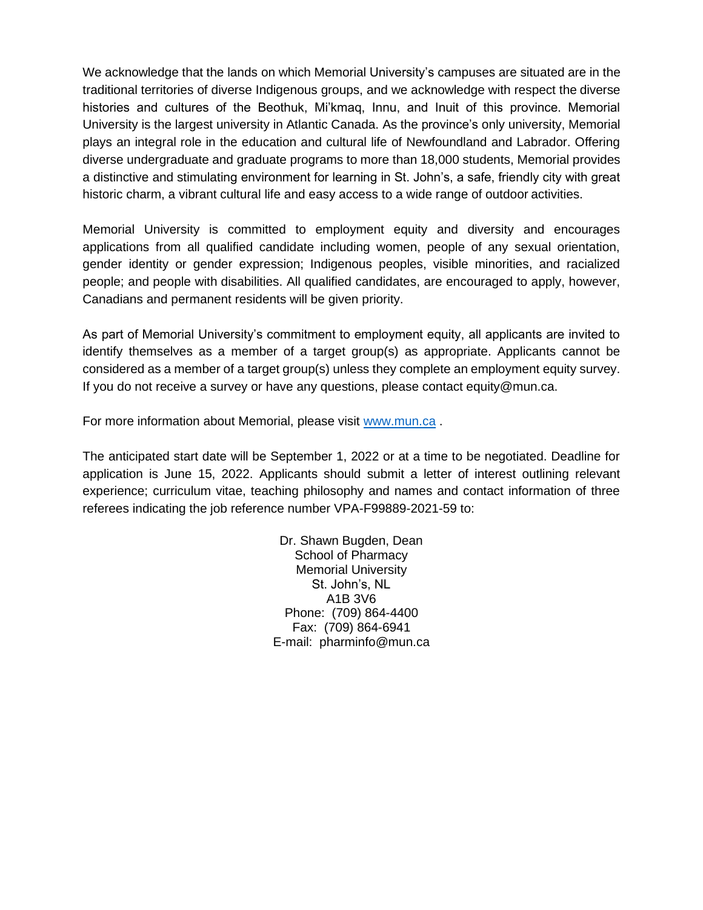We acknowledge that the lands on which Memorial University's campuses are situated are in the traditional territories of diverse Indigenous groups, and we acknowledge with respect the diverse histories and cultures of the Beothuk, Mi'kmaq, Innu, and Inuit of this province. Memorial University is the largest university in Atlantic Canada. As the province's only university, Memorial plays an integral role in the education and cultural life of Newfoundland and Labrador. Offering diverse undergraduate and graduate programs to more than 18,000 students, Memorial provides a distinctive and stimulating environment for learning in St. John's, a safe, friendly city with great historic charm, a vibrant cultural life and easy access to a wide range of outdoor activities.

Memorial University is committed to employment equity and diversity and encourages applications from all qualified candidate including women, people of any sexual orientation, gender identity or gender expression; Indigenous peoples, visible minorities, and racialized people; and people with disabilities. All qualified candidates, are encouraged to apply, however, Canadians and permanent residents will be given priority.

As part of Memorial University's commitment to employment equity, all applicants are invited to identify themselves as a member of a target group(s) as appropriate. Applicants cannot be considered as a member of a target group(s) unless they complete an employment equity survey. If you do not receive a survey or have any questions, please contact equity@mun.ca.

For more information about Memorial, please visit [www.mun.ca](http://www.mun.ca) .

The anticipated start date will be September 1, 2022 or at a time to be negotiated. Deadline for application is June 15, 2022. Applicants should submit a letter of interest outlining relevant experience; curriculum vitae, teaching philosophy and names and contact information of three referees indicating the job reference number VPA-F99889-2021-59 to:

Dr. Shawn Bugden, Dean
School of Pharmacy
Memorial University
St. John's, NL
A1B 3V6
Phone: (709) 864-4400
Fax: (709) 864-6941
E-mail: pharminfo@mun.ca